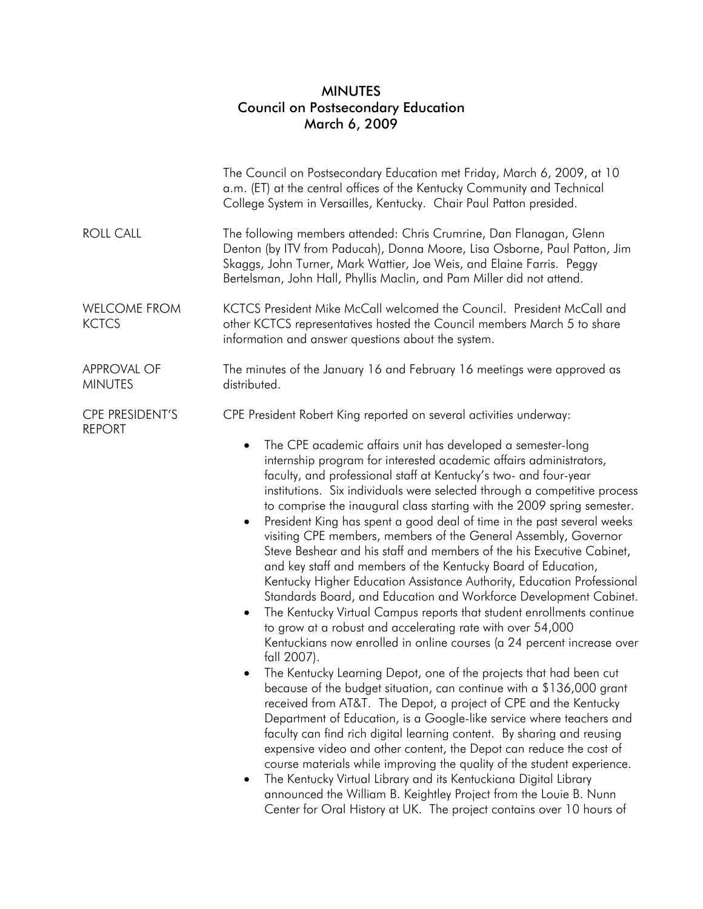# MINUTES
## Council on Postsecondary Education
## March 6, 2009

The Council on Postsecondary Education met Friday, March 6, 2009, at 10 a.m. (ET) at the central offices of the Kentucky Community and Technical College System in Versailles, Kentucky. Chair Paul Patton presided.

**ROLL CALL**

The following members attended: Chris Crumrine, Dan Flanagan, Glenn Denton (by ITV from Paducah), Donna Moore, Lisa Osborne, Paul Patton, Jim Skaggs, John Turner, Mark Wattier, Joe Weis, and Elaine Farris. Peggy Bertelsman, John Hall, Phyllis Maclin, and Pam Miller did not attend.

**WELCOME FROM KCTCS**

KCTCS President Mike McCall welcomed the Council. President McCall and other KCTCS representatives hosted the Council members March 5 to share information and answer questions about the system.

**APPROVAL OF MINUTES**

The minutes of the January 16 and February 16 meetings were approved as distributed.

**CPE PRESIDENT'S REPORT**

CPE President Robert King reported on several activities underway:

- The CPE academic affairs unit has developed a semester-long internship program for interested academic affairs administrators, faculty, and professional staff at Kentucky's two- and four-year institutions. Six individuals were selected through a competitive process to comprise the inaugural class starting with the 2009 spring semester.
- President King has spent a good deal of time in the past several weeks visiting CPE members, members of the General Assembly, Governor Steve Beshear and his staff and members of the his Executive Cabinet, and key staff and members of the Kentucky Board of Education, Kentucky Higher Education Assistance Authority, Education Professional Standards Board, and Education and Workforce Development Cabinet.
- The Kentucky Virtual Campus reports that student enrollments continue to grow at a robust and accelerating rate with over 54,000 Kentuckians now enrolled in online courses (a 24 percent increase over fall 2007).
- The Kentucky Learning Depot, one of the projects that had been cut because of the budget situation, can continue with a $136,000 grant received from AT&T. The Depot, a project of CPE and the Kentucky Department of Education, is a Google-like service where teachers and faculty can find rich digital learning content. By sharing and reusing expensive video and other content, the Depot can reduce the cost of course materials while improving the quality of the student experience.
- The Kentucky Virtual Library and its Kentuckiana Digital Library announced the William B. Keightley Project from the Louie B. Nunn Center for Oral History at UK. The project contains over 10 hours of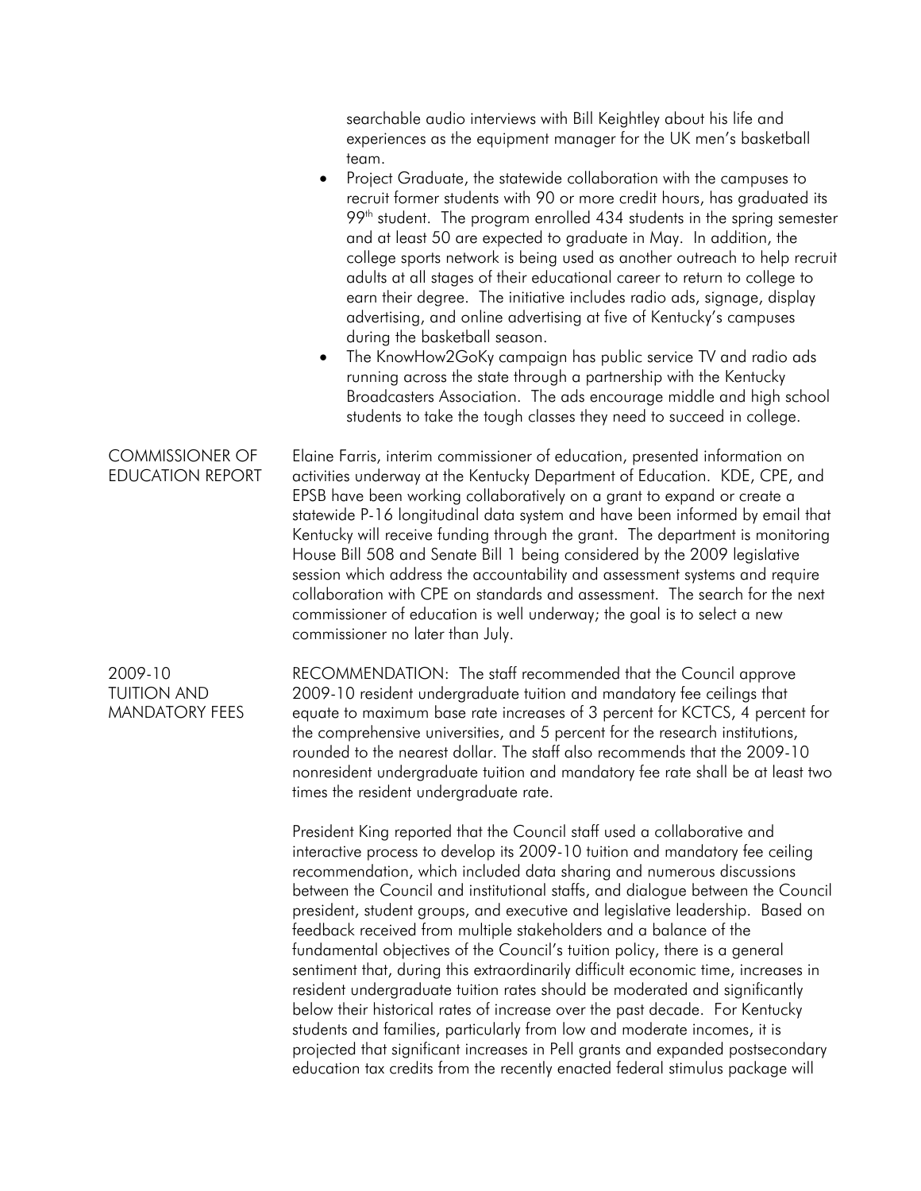searchable audio interviews with Bill Keightley about his life and experiences as the equipment manager for the UK men's basketball team.

- Project Graduate, the statewide collaboration with the campuses to recruit former students with 90 or more credit hours, has graduated its 99th student. The program enrolled 434 students in the spring semester and at least 50 are expected to graduate in May. In addition, the college sports network is being used as another outreach to help recruit adults at all stages of their educational career to return to college to earn their degree. The initiative includes radio ads, signage, display advertising, and online advertising at five of Kentucky's campuses during the basketball season.
- The KnowHow2GoKy campaign has public service TV and radio ads running across the state through a partnership with the Kentucky Broadcasters Association. The ads encourage middle and high school students to take the tough classes they need to succeed in college.

## COMMISSIONER OF EDUCATION REPORT

Elaine Farris, interim commissioner of education, presented information on activities underway at the Kentucky Department of Education. KDE, CPE, and EPSB have been working collaboratively on a grant to expand or create a statewide P-16 longitudinal data system and have been informed by email that Kentucky will receive funding through the grant. The department is monitoring House Bill 508 and Senate Bill 1 being considered by the 2009 legislative session which address the accountability and assessment systems and require collaboration with CPE on standards and assessment. The search for the next commissioner of education is well underway; the goal is to select a new commissioner no later than July.

## 2009-10 TUITION AND MANDATORY FEES

RECOMMENDATION: The staff recommended that the Council approve 2009-10 resident undergraduate tuition and mandatory fee ceilings that equate to maximum base rate increases of 3 percent for KCTCS, 4 percent for the comprehensive universities, and 5 percent for the research institutions, rounded to the nearest dollar. The staff also recommends that the 2009-10 nonresident undergraduate tuition and mandatory fee rate shall be at least two times the resident undergraduate rate.

President King reported that the Council staff used a collaborative and interactive process to develop its 2009-10 tuition and mandatory fee ceiling recommendation, which included data sharing and numerous discussions between the Council and institutional staffs, and dialogue between the Council president, student groups, and executive and legislative leadership. Based on feedback received from multiple stakeholders and a balance of the fundamental objectives of the Council's tuition policy, there is a general sentiment that, during this extraordinarily difficult economic time, increases in resident undergraduate tuition rates should be moderated and significantly below their historical rates of increase over the past decade. For Kentucky students and families, particularly from low and moderate incomes, it is projected that significant increases in Pell grants and expanded postsecondary education tax credits from the recently enacted federal stimulus package will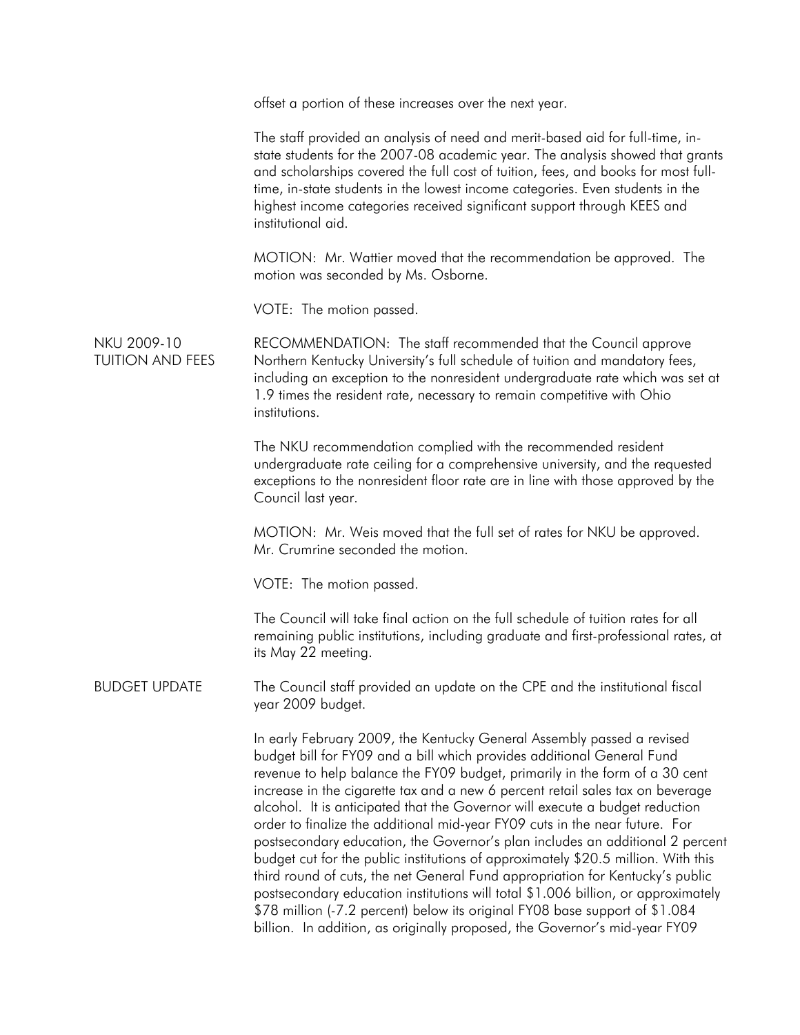offset a portion of these increases over the next year.

The staff provided an analysis of need and merit-based aid for full-time, in-state students for the 2007-08 academic year. The analysis showed that grants and scholarships covered the full cost of tuition, fees, and books for most full-time, in-state students in the lowest income categories. Even students in the highest income categories received significant support through KEES and institutional aid.

MOTION: Mr. Wattier moved that the recommendation be approved. The motion was seconded by Ms. Osborne.

VOTE: The motion passed.

## NKU 2009-10 TUITION AND FEES

RECOMMENDATION: The staff recommended that the Council approve Northern Kentucky University's full schedule of tuition and mandatory fees, including an exception to the nonresident undergraduate rate which was set at 1.9 times the resident rate, necessary to remain competitive with Ohio institutions.

The NKU recommendation complied with the recommended resident undergraduate rate ceiling for a comprehensive university, and the requested exceptions to the nonresident floor rate are in line with those approved by the Council last year.

MOTION: Mr. Weis moved that the full set of rates for NKU be approved. Mr. Crumrine seconded the motion.

VOTE: The motion passed.

The Council will take final action on the full schedule of tuition rates for all remaining public institutions, including graduate and first-professional rates, at its May 22 meeting.

## BUDGET UPDATE

The Council staff provided an update on the CPE and the institutional fiscal year 2009 budget.

In early February 2009, the Kentucky General Assembly passed a revised budget bill for FY09 and a bill which provides additional General Fund revenue to help balance the FY09 budget, primarily in the form of a 30 cent increase in the cigarette tax and a new 6 percent retail sales tax on beverage alcohol. It is anticipated that the Governor will execute a budget reduction order to finalize the additional mid-year FY09 cuts in the near future. For postsecondary education, the Governor's plan includes an additional 2 percent budget cut for the public institutions of approximately $20.5 million. With this third round of cuts, the net General Fund appropriation for Kentucky's public postsecondary education institutions will total $1.006 billion, or approximately $78 million (-7.2 percent) below its original FY08 base support of $1.084 billion. In addition, as originally proposed, the Governor's mid-year FY09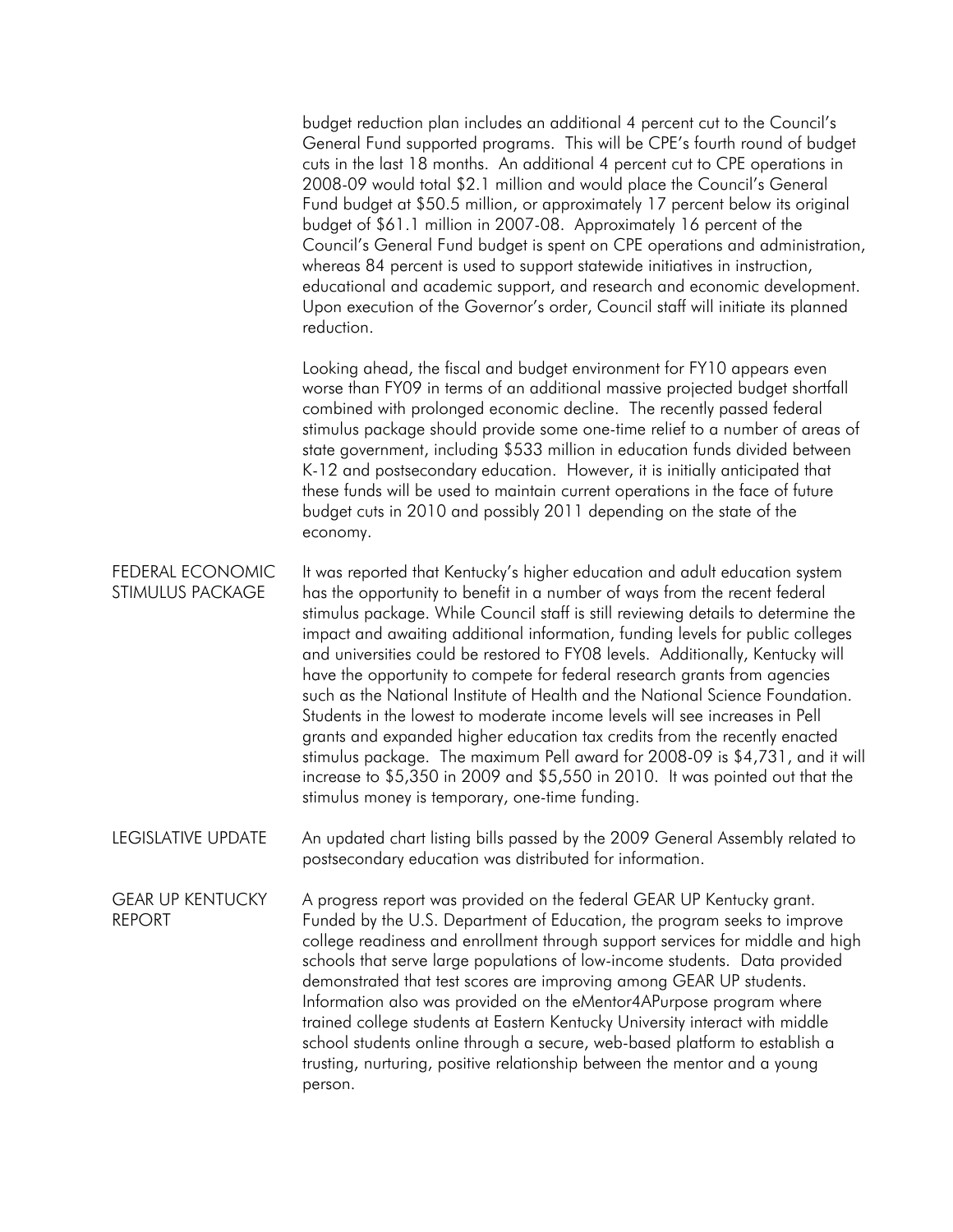budget reduction plan includes an additional 4 percent cut to the Council's General Fund supported programs. This will be CPE's fourth round of budget cuts in the last 18 months. An additional 4 percent cut to CPE operations in 2008-09 would total $2.1 million and would place the Council's General Fund budget at $50.5 million, or approximately 17 percent below its original budget of $61.1 million in 2007-08. Approximately 16 percent of the Council's General Fund budget is spent on CPE operations and administration, whereas 84 percent is used to support statewide initiatives in instruction, educational and academic support, and research and economic development. Upon execution of the Governor's order, Council staff will initiate its planned reduction.

Looking ahead, the fiscal and budget environment for FY10 appears even worse than FY09 in terms of an additional massive projected budget shortfall combined with prolonged economic decline. The recently passed federal stimulus package should provide some one-time relief to a number of areas of state government, including $533 million in education funds divided between K-12 and postsecondary education. However, it is initially anticipated that these funds will be used to maintain current operations in the face of future budget cuts in 2010 and possibly 2011 depending on the state of the economy.

**FEDERAL ECONOMIC STIMULUS PACKAGE**

It was reported that Kentucky's higher education and adult education system has the opportunity to benefit in a number of ways from the recent federal stimulus package. While Council staff is still reviewing details to determine the impact and awaiting additional information, funding levels for public colleges and universities could be restored to FY08 levels. Additionally, Kentucky will have the opportunity to compete for federal research grants from agencies such as the National Institute of Health and the National Science Foundation. Students in the lowest to moderate income levels will see increases in Pell grants and expanded higher education tax credits from the recently enacted stimulus package. The maximum Pell award for 2008-09 is $4,731, and it will increase to $5,350 in 2009 and $5,550 in 2010. It was pointed out that the stimulus money is temporary, one-time funding.

**LEGISLATIVE UPDATE**

An updated chart listing bills passed by the 2009 General Assembly related to postsecondary education was distributed for information.

**GEAR UP KENTUCKY REPORT**

A progress report was provided on the federal GEAR UP Kentucky grant. Funded by the U.S. Department of Education, the program seeks to improve college readiness and enrollment through support services for middle and high schools that serve large populations of low-income students. Data provided demonstrated that test scores are improving among GEAR UP students. Information also was provided on the eMentor4APurpose program where trained college students at Eastern Kentucky University interact with middle school students online through a secure, web-based platform to establish a trusting, nurturing, positive relationship between the mentor and a young person.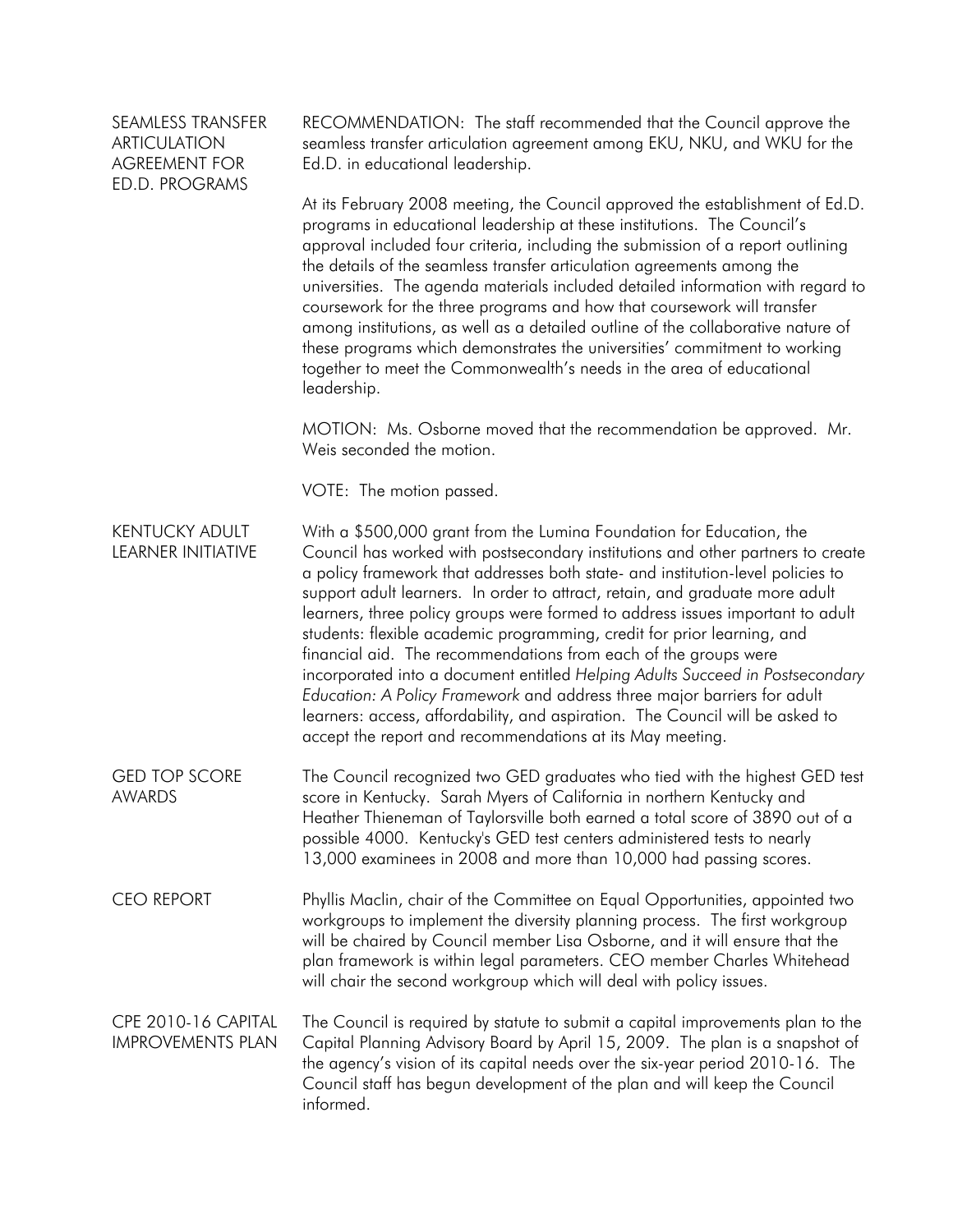**SEAMLESS TRANSFER ARTICULATION AGREEMENT FOR ED.D. PROGRAMS**

RECOMMENDATION: The staff recommended that the Council approve the seamless transfer articulation agreement among EKU, NKU, and WKU for the Ed.D. in educational leadership.

At its February 2008 meeting, the Council approved the establishment of Ed.D. programs in educational leadership at these institutions. The Council's approval included four criteria, including the submission of a report outlining the details of the seamless transfer articulation agreements among the universities. The agenda materials included detailed information with regard to coursework for the three programs and how that coursework will transfer among institutions, as well as a detailed outline of the collaborative nature of these programs which demonstrates the universities' commitment to working together to meet the Commonwealth's needs in the area of educational leadership.

MOTION: Ms. Osborne moved that the recommendation be approved. Mr. Weis seconded the motion.

VOTE: The motion passed.

**KENTUCKY ADULT LEARNER INITIATIVE**

With a $500,000 grant from the Lumina Foundation for Education, the Council has worked with postsecondary institutions and other partners to create a policy framework that addresses both state- and institution-level policies to support adult learners. In order to attract, retain, and graduate more adult learners, three policy groups were formed to address issues important to adult students: flexible academic programming, credit for prior learning, and financial aid. The recommendations from each of the groups were incorporated into a document entitled *Helping Adults Succeed in Postsecondary Education: A Policy Framework* and address three major barriers for adult learners: access, affordability, and aspiration. The Council will be asked to accept the report and recommendations at its May meeting.

**GED TOP SCORE AWARDS**

The Council recognized two GED graduates who tied with the highest GED test score in Kentucky. Sarah Myers of California in northern Kentucky and Heather Thieneman of Taylorsville both earned a total score of 3890 out of a possible 4000. Kentucky's GED test centers administered tests to nearly 13,000 examinees in 2008 and more than 10,000 had passing scores.

**CEO REPORT**

Phyllis Maclin, chair of the Committee on Equal Opportunities, appointed two workgroups to implement the diversity planning process. The first workgroup will be chaired by Council member Lisa Osborne, and it will ensure that the plan framework is within legal parameters. CEO member Charles Whitehead will chair the second workgroup which will deal with policy issues.

**CPE 2010-16 CAPITAL IMPROVEMENTS PLAN**

The Council is required by statute to submit a capital improvements plan to the Capital Planning Advisory Board by April 15, 2009. The plan is a snapshot of the agency's vision of its capital needs over the six-year period 2010-16. The Council staff has begun development of the plan and will keep the Council informed.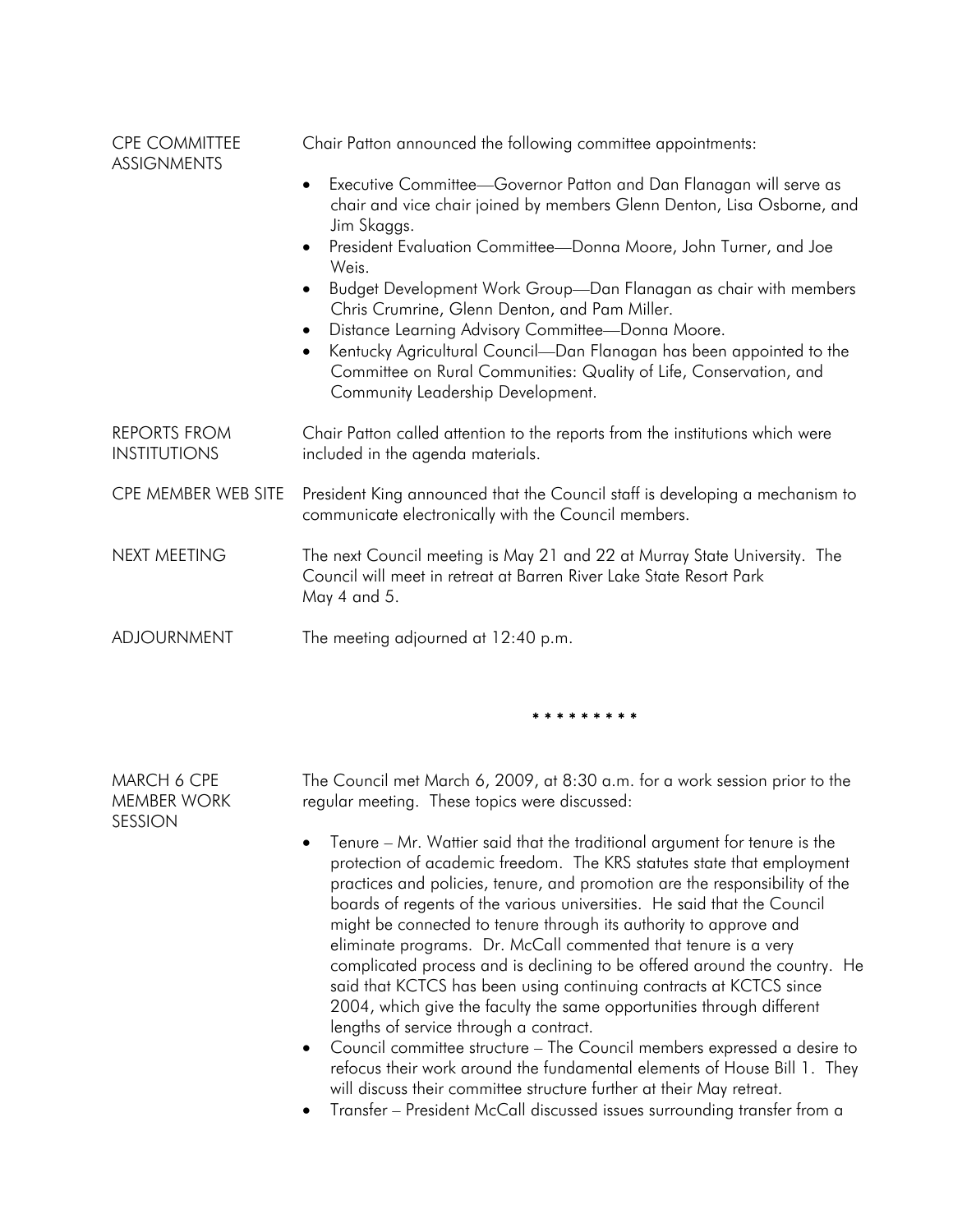**CPE COMMITTEE ASSIGNMENTS**

Chair Patton announced the following committee appointments:

- Executive Committee—Governor Patton and Dan Flanagan will serve as chair and vice chair joined by members Glenn Denton, Lisa Osborne, and Jim Skaggs.
- President Evaluation Committee—Donna Moore, John Turner, and Joe Weis.
- Budget Development Work Group—Dan Flanagan as chair with members Chris Crumrine, Glenn Denton, and Pam Miller.
- Distance Learning Advisory Committee—Donna Moore.
- Kentucky Agricultural Council—Dan Flanagan has been appointed to the Committee on Rural Communities: Quality of Life, Conservation, and Community Leadership Development.

**REPORTS FROM INSTITUTIONS**

Chair Patton called attention to the reports from the institutions which were included in the agenda materials.

**CPE MEMBER WEB SITE**

President King announced that the Council staff is developing a mechanism to communicate electronically with the Council members.

**NEXT MEETING**

The next Council meeting is May 21 and 22 at Murray State University. The Council will meet in retreat at Barren River Lake State Resort Park May 4 and 5.

**ADJOURNMENT**

The meeting adjourned at 12:40 p.m.

\* \* \* \* \* \* \* \* \*

**MARCH 6 CPE MEMBER WORK SESSION**

The Council met March 6, 2009, at 8:30 a.m. for a work session prior to the regular meeting. These topics were discussed:

- Tenure – Mr. Wattier said that the traditional argument for tenure is the protection of academic freedom. The KRS statutes state that employment practices and policies, tenure, and promotion are the responsibility of the boards of regents of the various universities. He said that the Council might be connected to tenure through its authority to approve and eliminate programs. Dr. McCall commented that tenure is a very complicated process and is declining to be offered around the country. He said that KCTCS has been using continuing contracts at KCTCS since 2004, which give the faculty the same opportunities through different lengths of service through a contract.
- Council committee structure – The Council members expressed a desire to refocus their work around the fundamental elements of House Bill 1. They will discuss their committee structure further at their May retreat.
- Transfer – President McCall discussed issues surrounding transfer from a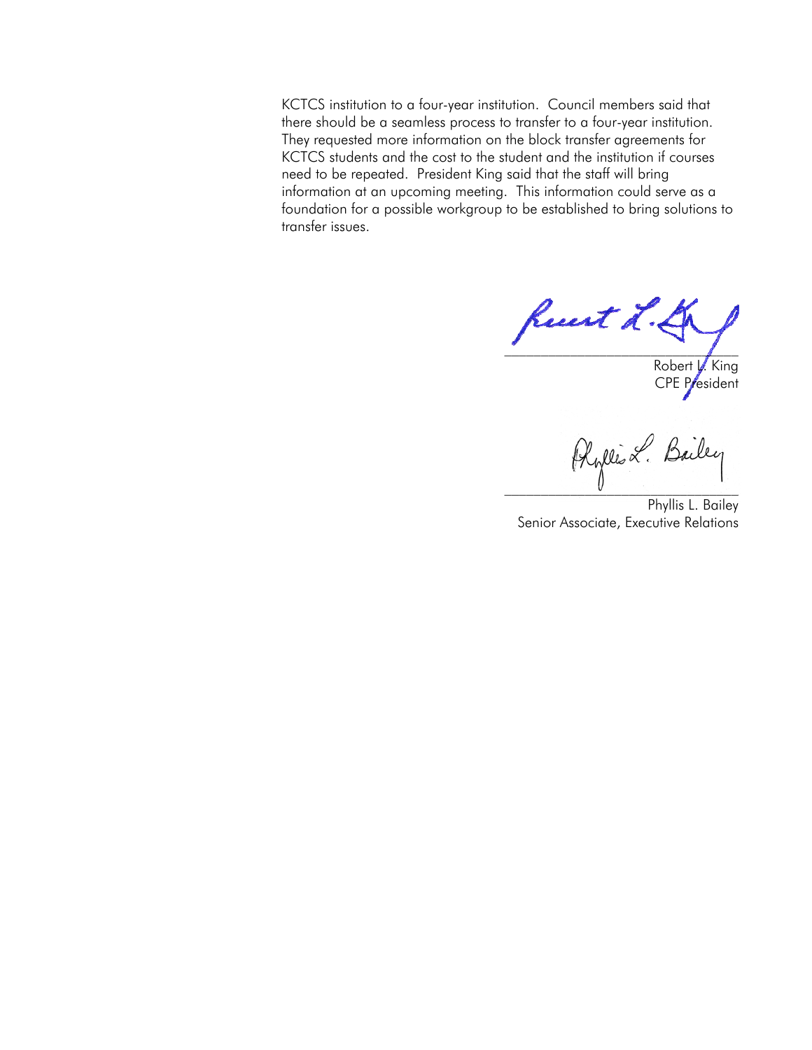KCTCS institution to a four-year institution. Council members said that there should be a seamless process to transfer to a four-year institution. They requested more information on the block transfer agreements for KCTCS students and the cost to the student and the institution if courses need to be repeated. President King said that the staff will bring information at an upcoming meeting. This information could serve as a foundation for a possible workgroup to be established to bring solutions to transfer issues.

\_\_\_\_\_\_\_\_\_\_\_\_\_\_\_\_\_\_\_\_\_\_\_\_\_\_\_\_\_\_\_\_

Robert L. King
CPE President

\_\_\_\_\_\_\_\_\_\_\_\_\_\_\_\_\_\_\_\_\_\_\_\_\_\_\_\_\_\_\_\_

Phyllis L. Bailey
Senior Associate, Executive Relations